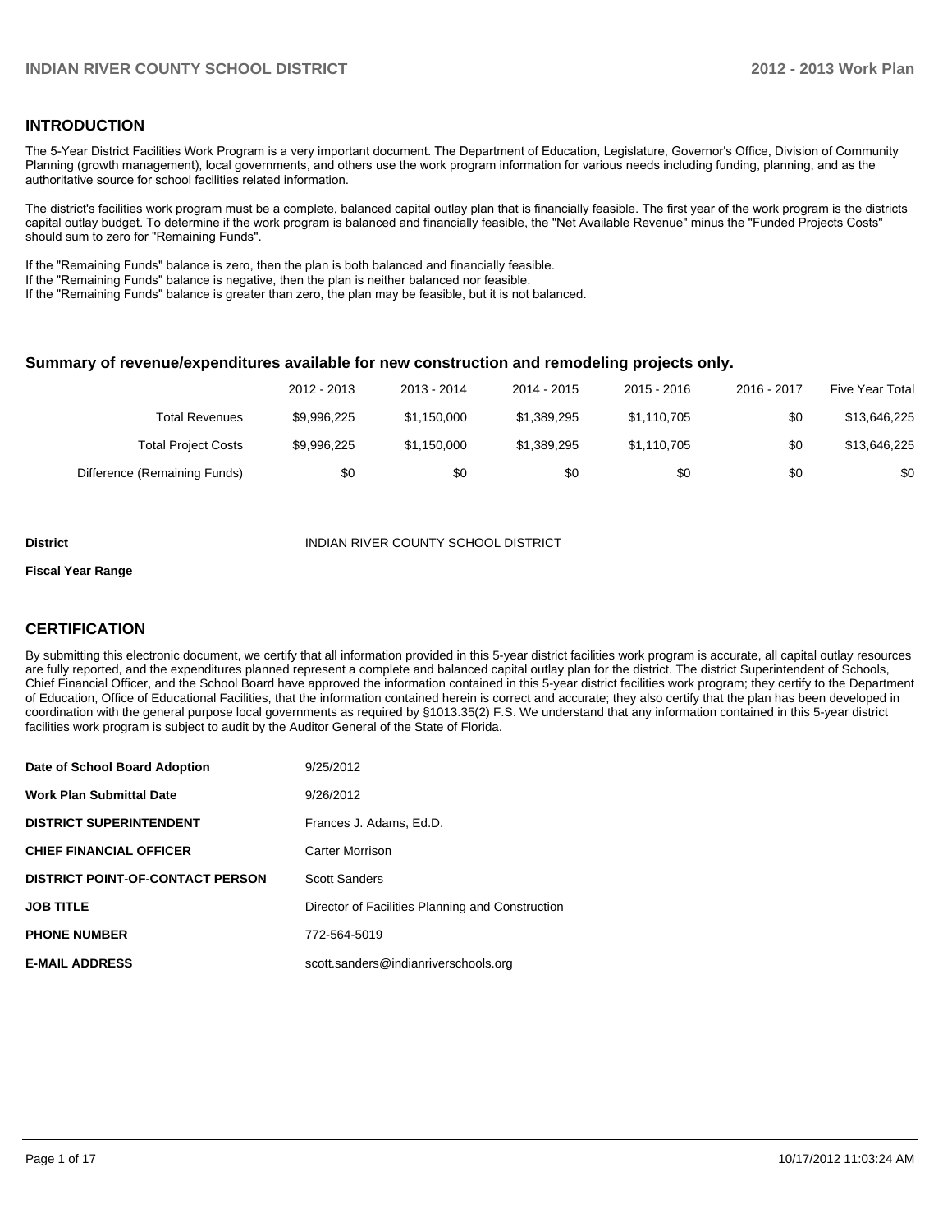## INTRODUCTION

The 5-Year District Facilities Work Program is a very important document. The Department of Education, Legislature, Governor's Office, Division of Community Planning (growth management), local governments, and others use the work program information for various needs including funding, planning, and as the authoritative source for school facilities related information.

The district's facilities work program must be a complete, balanced capital outlay plan that is financially feasible. The first year of the work program is the districts capital outlay budget. To determine if the work program is balanced and financially feasible, the "Net Available Revenue" minus the "Funded Projects Costs" should sum to zero for "Remaining Funds".

If the "Remaining Funds" balance is zero, then the plan is both balanced and financially feasible.
If the "Remaining Funds" balance is negative, then the plan is neither balanced nor feasible.
If the "Remaining Funds" balance is greater than zero, the plan may be feasible, but it is not balanced.

### Summary of revenue/expenditures available for new construction and remodeling projects only.

| | 2012 - 2013 | 2013 - 2014 | 2014 - 2015 | 2015 - 2016 | 2016 - 2017 | Five Year Total |
|---|---|---|---|---|---|---|
| Total Revenues | $9,996,225 | $1,150,000 | $1,389,295 | $1,110,705 | $0 | $13,646,225 |
| Total Project Costs | $9,996,225 | $1,150,000 | $1,389,295 | $1,110,705 | $0 | $13,646,225 |
| Difference (Remaining Funds) | $0 | $0 | $0 | $0 | $0 | $0 |

**District** INDIAN RIVER COUNTY SCHOOL DISTRICT

**Fiscal Year Range**

## CERTIFICATION

By submitting this electronic document, we certify that all information provided in this 5-year district facilities work program is accurate, all capital outlay resources are fully reported, and the expenditures planned represent a complete and balanced capital outlay plan for the district. The district Superintendent of Schools, Chief Financial Officer, and the School Board have approved the information contained in this 5-year district facilities work program; they certify to the Department of Education, Office of Educational Facilities, that the information contained herein is correct and accurate; they also certify that the plan has been developed in coordination with the general purpose local governments as required by §1013.35(2) F.S. We understand that any information contained in this 5-year district facilities work program is subject to audit by the Auditor General of the State of Florida.

| | |
|---|---|
| **Date of School Board Adoption** | 9/25/2012 |
| **Work Plan Submittal Date** | 9/26/2012 |
| **DISTRICT SUPERINTENDENT** | Frances J. Adams, Ed.D. |
| **CHIEF FINANCIAL OFFICER** | Carter Morrison |
| **DISTRICT POINT-OF-CONTACT PERSON** | Scott Sanders |
| **JOB TITLE** | Director of Facilities Planning and Construction |
| **PHONE NUMBER** | 772-564-5019 |
| **E-MAIL ADDRESS** | scott.sanders@indianriverschools.org |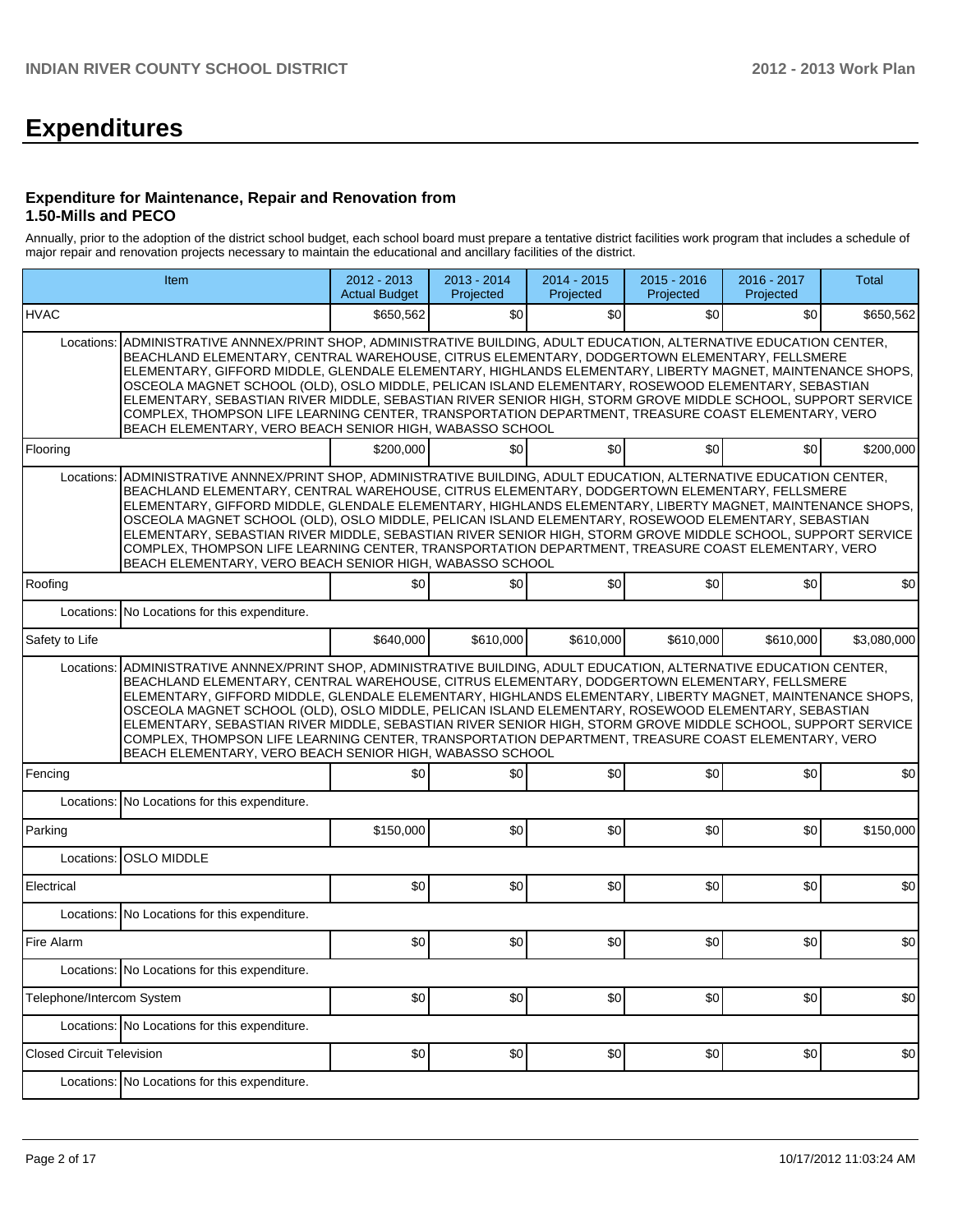# Expenditures

### Expenditure for Maintenance, Repair and Renovation from 1.50-Mills and PECO

Annually, prior to the adoption of the district school budget, each school board must prepare a tentative district facilities work program that includes a schedule of major repair and renovation projects necessary to maintain the educational and ancillary facilities of the district.

| Item | | 2012 - 2013 Actual Budget | 2013 - 2014 Projected | 2014 - 2015 Projected | 2015 - 2016 Projected | 2016 - 2017 Projected | Total |
|---|---|---|---|---|---|---|---|
| HVAC | | $650,562 | $0 | $0 | $0 | $0 | $650,562 |
| Locations: | ADMINISTRATIVE ANNEX/PRINT SHOP, ADMINISTRATIVE BUILDING, ADULT EDUCATION, ALTERNATIVE EDUCATION CENTER, BEACHLAND ELEMENTARY, CENTRAL WAREHOUSE, CITRUS ELEMENTARY, DODGERTOWN ELEMENTARY, FELLSMERE ELEMENTARY, GIFFORD MIDDLE, GLENDALE ELEMENTARY, HIGHLANDS ELEMENTARY, LIBERTY MAGNET, MAINTENANCE SHOPS, OSCEOLA MAGNET SCHOOL (OLD), OSLO MIDDLE, PELICAN ISLAND ELEMENTARY, ROSEWOOD ELEMENTARY, SEBASTIAN ELEMENTARY, SEBASTIAN RIVER MIDDLE, SEBASTIAN RIVER SENIOR HIGH, STORM GROVE MIDDLE SCHOOL, SUPPORT SERVICE COMPLEX, THOMPSON LIFE LEARNING CENTER, TRANSPORTATION DEPARTMENT, TREASURE COAST ELEMENTARY, VERO BEACH ELEMENTARY, VERO BEACH SENIOR HIGH, WABASSO SCHOOL | | | | | | |
| Flooring | | $200,000 | $0 | $0 | $0 | $0 | $200,000 |
| Locations: | ADMINISTRATIVE ANNEX/PRINT SHOP, ADMINISTRATIVE BUILDING, ADULT EDUCATION, ALTERNATIVE EDUCATION CENTER, BEACHLAND ELEMENTARY, CENTRAL WAREHOUSE, CITRUS ELEMENTARY, DODGERTOWN ELEMENTARY, FELLSMERE ELEMENTARY, GIFFORD MIDDLE, GLENDALE ELEMENTARY, HIGHLANDS ELEMENTARY, LIBERTY MAGNET, MAINTENANCE SHOPS, OSCEOLA MAGNET SCHOOL (OLD), OSLO MIDDLE, PELICAN ISLAND ELEMENTARY, ROSEWOOD ELEMENTARY, SEBASTIAN ELEMENTARY, SEBASTIAN RIVER MIDDLE, SEBASTIAN RIVER SENIOR HIGH, STORM GROVE MIDDLE SCHOOL, SUPPORT SERVICE COMPLEX, THOMPSON LIFE LEARNING CENTER, TRANSPORTATION DEPARTMENT, TREASURE COAST ELEMENTARY, VERO BEACH ELEMENTARY, VERO BEACH SENIOR HIGH, WABASSO SCHOOL | | | | | | |
| Roofing | | $0 | $0 | $0 | $0 | $0 | $0 |
| Locations: | No Locations for this expenditure. | | | | | | |
| Safety to Life | | $640,000 | $610,000 | $610,000 | $610,000 | $610,000 | $3,080,000 |
| Locations: | ADMINISTRATIVE ANNEX/PRINT SHOP, ADMINISTRATIVE BUILDING, ADULT EDUCATION, ALTERNATIVE EDUCATION CENTER, BEACHLAND ELEMENTARY, CENTRAL WAREHOUSE, CITRUS ELEMENTARY, DODGERTOWN ELEMENTARY, FELLSMERE ELEMENTARY, GIFFORD MIDDLE, GLENDALE ELEMENTARY, HIGHLANDS ELEMENTARY, LIBERTY MAGNET, MAINTENANCE SHOPS, OSCEOLA MAGNET SCHOOL (OLD), OSLO MIDDLE, PELICAN ISLAND ELEMENTARY, ROSEWOOD ELEMENTARY, SEBASTIAN ELEMENTARY, SEBASTIAN RIVER MIDDLE, SEBASTIAN RIVER SENIOR HIGH, STORM GROVE MIDDLE SCHOOL, SUPPORT SERVICE COMPLEX, THOMPSON LIFE LEARNING CENTER, TRANSPORTATION DEPARTMENT, TREASURE COAST ELEMENTARY, VERO BEACH ELEMENTARY, VERO BEACH SENIOR HIGH, WABASSO SCHOOL | | | | | | |
| Fencing | | $0 | $0 | $0 | $0 | $0 | $0 |
| Locations: | No Locations for this expenditure. | | | | | | |
| Parking | | $150,000 | $0 | $0 | $0 | $0 | $150,000 |
| Locations: | OSLO MIDDLE | | | | | | |
| Electrical | | $0 | $0 | $0 | $0 | $0 | $0 |
| Locations: | No Locations for this expenditure. | | | | | | |
| Fire Alarm | | $0 | $0 | $0 | $0 | $0 | $0 |
| Locations: | No Locations for this expenditure. | | | | | | |
| Telephone/Intercom System | | $0 | $0 | $0 | $0 | $0 | $0 |
| Locations: | No Locations for this expenditure. | | | | | | |
| Closed Circuit Television | | $0 | $0 | $0 | $0 | $0 | $0 |
| Locations: | No Locations for this expenditure. | | | | | | |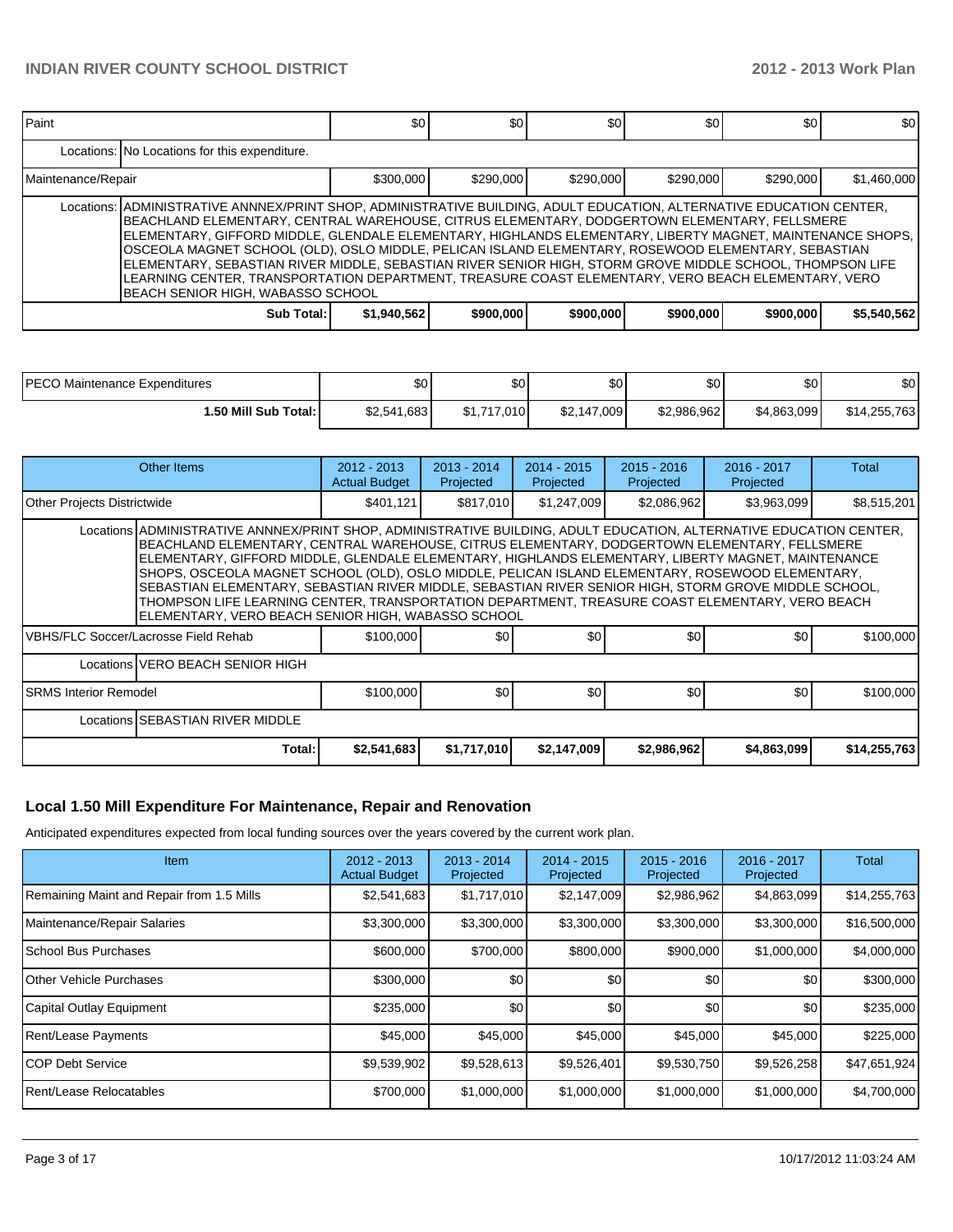| Paint | | $0 | $0 | $0 | $0 | $0 | $0 |
|---|---|---|---|---|---|---|---|
| | Locations: | No Locations for this expenditure. | | | | | |
| Maintenance/Repair | | $300,000 | $290,000 | $290,000 | $290,000 | $290,000 | $1,460,000 |
| | Locations: | ADMINISTRATIVE ANNNEX/PRINT SHOP, ADMINISTRATIVE BUILDING, ADULT EDUCATION, ALTERNATIVE EDUCATION CENTER, BEACHLAND ELEMENTARY, CENTRAL WAREHOUSE, CITRUS ELEMENTARY, DODGERTOWN ELEMENTARY, FELLSMERE ELEMENTARY, GIFFORD MIDDLE, GLENDALE ELEMENTARY, HIGHLANDS ELEMENTARY, LIBERTY MAGNET, MAINTENANCE SHOPS, OSCEOLA MAGNET SCHOOL (OLD), OSLO MIDDLE, PELICAN ISLAND ELEMENTARY, ROSEWOOD ELEMENTARY, SEBASTIAN ELEMENTARY, SEBASTIAN RIVER MIDDLE, SEBASTIAN RIVER SENIOR HIGH, STORM GROVE MIDDLE SCHOOL, THOMPSON LIFE LEARNING CENTER, TRANSPORTATION DEPARTMENT, TREASURE COAST ELEMENTARY, VERO BEACH ELEMENTARY, VERO BEACH SENIOR HIGH, WABASSO SCHOOL | | | | | |
| | **Sub Total:** | **$1,940,562** | **$900,000** | **$900,000** | **$900,000** | **$900,000** | **$5,540,562** |

| PECO Maintenance Expenditures | $0 | $0 | $0 | $0 | $0 | $0 |
|---|---|---|---|---|---|---|
| **1.50 Mill Sub Total:** | $2,541,683 | $1,717,010 | $2,147,009 | $2,986,962 | $4,863,099 | $14,255,763 |

| Other Items | | 2012 - 2013 Actual Budget | 2013 - 2014 Projected | 2014 - 2015 Projected | 2015 - 2016 Projected | 2016 - 2017 Projected | Total |
|---|---|---|---|---|---|---|---|
| Other Projects Districtwide | | $401,121 | $817,010 | $1,247,009 | $2,086,962 | $3,963,099 | $8,515,201 |
| | Locations | ADMINISTRATIVE ANNNEX/PRINT SHOP, ADMINISTRATIVE BUILDING, ADULT EDUCATION, ALTERNATIVE EDUCATION CENTER, BEACHLAND ELEMENTARY, CENTRAL WAREHOUSE, CITRUS ELEMENTARY, DODGERTOWN ELEMENTARY, FELLSMERE ELEMENTARY, GIFFORD MIDDLE, GLENDALE ELEMENTARY, HIGHLANDS ELEMENTARY, LIBERTY MAGNET, MAINTENANCE SHOPS, OSCEOLA MAGNET SCHOOL (OLD), OSLO MIDDLE, PELICAN ISLAND ELEMENTARY, ROSEWOOD ELEMENTARY, SEBASTIAN ELEMENTARY, SEBASTIAN RIVER MIDDLE, SEBASTIAN RIVER SENIOR HIGH, STORM GROVE MIDDLE SCHOOL, THOMPSON LIFE LEARNING CENTER, TRANSPORTATION DEPARTMENT, TREASURE COAST ELEMENTARY, VERO BEACH ELEMENTARY, VERO BEACH SENIOR HIGH, WABASSO SCHOOL | | | | | |
| VBHS/FLC Soccer/Lacrosse Field Rehab | | $100,000 | $0 | $0 | $0 | $0 | $100,000 |
| | Locations | VERO BEACH SENIOR HIGH | | | | | |
| SRMS Interior Remodel | | $100,000 | $0 | $0 | $0 | $0 | $100,000 |
| | Locations | SEBASTIAN RIVER MIDDLE | | | | | |
| | **Total:** | **$2,541,683** | **$1,717,010** | **$2,147,009** | **$2,986,962** | **$4,863,099** | **$14,255,763** |

## Local 1.50 Mill Expenditure For Maintenance, Repair and Renovation

Anticipated expenditures expected from local funding sources over the years covered by the current work plan.

| Item | 2012 - 2013 Actual Budget | 2013 - 2014 Projected | 2014 - 2015 Projected | 2015 - 2016 Projected | 2016 - 2017 Projected | Total |
|---|---|---|---|---|---|---|
| Remaining Maint and Repair from 1.5 Mills | $2,541,683 | $1,717,010 | $2,147,009 | $2,986,962 | $4,863,099 | $14,255,763 |
| Maintenance/Repair Salaries | $3,300,000 | $3,300,000 | $3,300,000 | $3,300,000 | $3,300,000 | $16,500,000 |
| School Bus Purchases | $600,000 | $700,000 | $800,000 | $900,000 | $1,000,000 | $4,000,000 |
| Other Vehicle Purchases | $300,000 | $0 | $0 | $0 | $0 | $300,000 |
| Capital Outlay Equipment | $235,000 | $0 | $0 | $0 | $0 | $235,000 |
| Rent/Lease Payments | $45,000 | $45,000 | $45,000 | $45,000 | $45,000 | $225,000 |
| COP Debt Service | $9,539,902 | $9,528,613 | $9,526,401 | $9,530,750 | $9,526,258 | $47,651,924 |
| Rent/Lease Relocatables | $700,000 | $1,000,000 | $1,000,000 | $1,000,000 | $1,000,000 | $4,700,000 |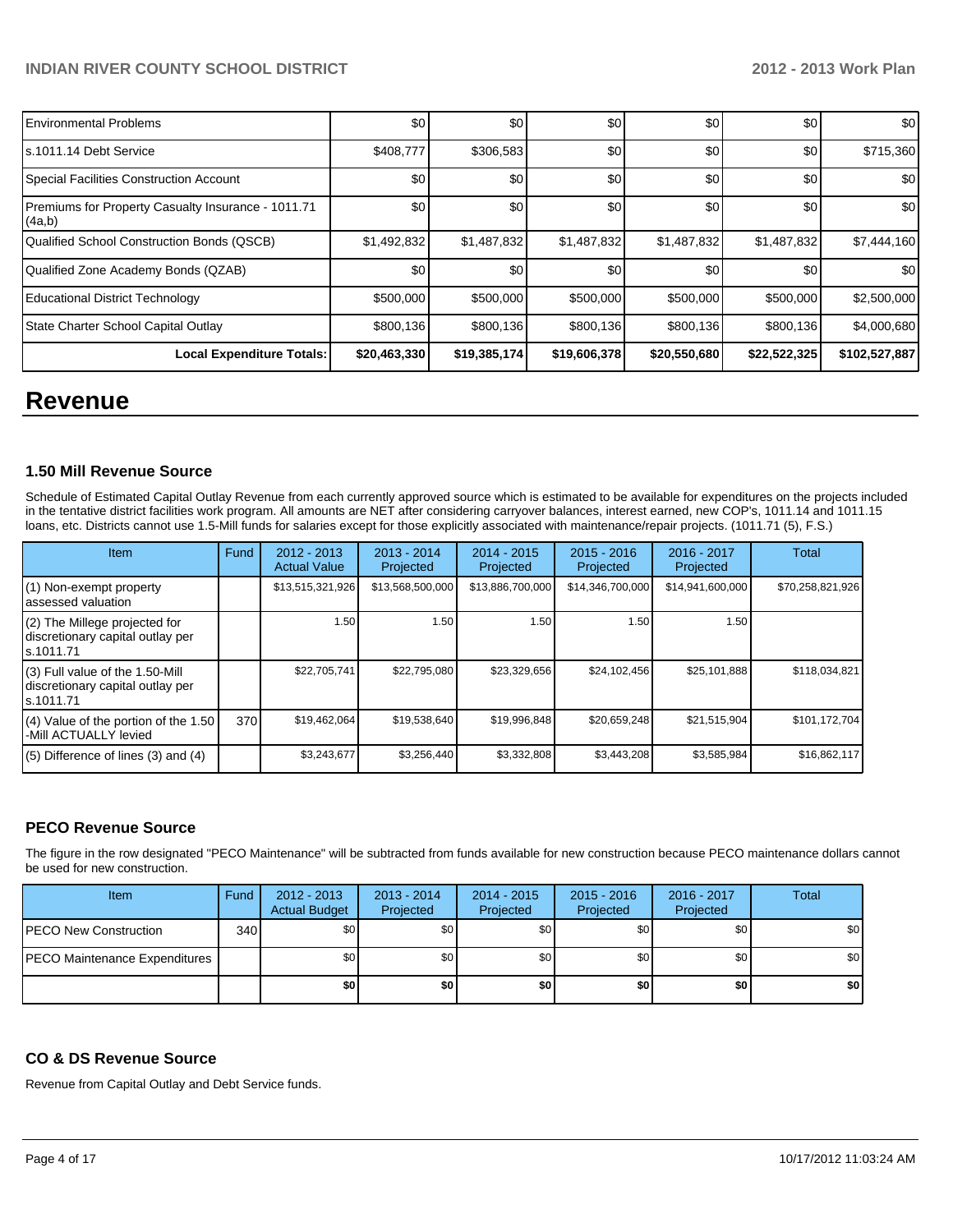| | | | | | | |
|---|---|---|---|---|---|---|
| Environmental Problems | $0 | $0 | $0 | $0 | $0 | $0 |
| s.1011.14 Debt Service | $408,777 | $306,583 | $0 | $0 | $0 | $715,360 |
| Special Facilities Construction Account | $0 | $0 | $0 | $0 | $0 | $0 |
| Premiums for Property Casualty Insurance - 1011.71 (4a,b) | $0 | $0 | $0 | $0 | $0 | $0 |
| Qualified School Construction Bonds (QSCB) | $1,492,832 | $1,487,832 | $1,487,832 | $1,487,832 | $1,487,832 | $7,444,160 |
| Qualified Zone Academy Bonds (QZAB) | $0 | $0 | $0 | $0 | $0 | $0 |
| Educational District Technology | $500,000 | $500,000 | $500,000 | $500,000 | $500,000 | $2,500,000 |
| State Charter School Capital Outlay | $800,136 | $800,136 | $800,136 | $800,136 | $800,136 | $4,000,680 |
| **Local Expenditure Totals:** | **$20,463,330** | **$19,385,174** | **$19,606,378** | **$20,550,680** | **$22,522,325** | **$102,527,887** |

# Revenue

### 1.50 Mill Revenue Source

Schedule of Estimated Capital Outlay Revenue from each currently approved source which is estimated to be available for expenditures on the projects included in the tentative district facilities work program. All amounts are NET after considering carryover balances, interest earned, new COP's, 1011.14 and 1011.15 loans, etc. Districts cannot use 1.5-Mill funds for salaries except for those explicitly associated with maintenance/repair projects. (1011.71 (5), F.S.)

| Item | Fund | 2012 - 2013 Actual Value | 2013 - 2014 Projected | 2014 - 2015 Projected | 2015 - 2016 Projected | 2016 - 2017 Projected | Total |
|---|---|---|---|---|---|---|---|
| (1) Non-exempt property assessed valuation | | $13,515,321,926 | $13,568,500,000 | $13,886,700,000 | $14,346,700,000 | $14,941,600,000 | $70,258,821,926 |
| (2) The Millege projected for discretionary capital outlay per s.1011.71 | | 1.50 | 1.50 | 1.50 | 1.50 | 1.50 | |
| (3) Full value of the 1.50-Mill discretionary capital outlay per s.1011.71 | | $22,705,741 | $22,795,080 | $23,329,656 | $24,102,456 | $25,101,888 | $118,034,821 |
| (4) Value of the portion of the 1.50 -Mill ACTUALLY levied | 370 | $19,462,064 | $19,538,640 | $19,996,848 | $20,659,248 | $21,515,904 | $101,172,704 |
| (5) Difference of lines (3) and (4) | | $3,243,677 | $3,256,440 | $3,332,808 | $3,443,208 | $3,585,984 | $16,862,117 |

### PECO Revenue Source

The figure in the row designated "PECO Maintenance" will be subtracted from funds available for new construction because PECO maintenance dollars cannot be used for new construction.

| Item | Fund | 2012 - 2013 Actual Budget | 2013 - 2014 Projected | 2014 - 2015 Projected | 2015 - 2016 Projected | 2016 - 2017 Projected | Total |
|---|---|---|---|---|---|---|---|
| PECO New Construction | 340 | $0 | $0 | $0 | $0 | $0 | $0 |
| PECO Maintenance Expenditures | | $0 | $0 | $0 | $0 | $0 | $0 |
| | | **$0** | **$0** | **$0** | **$0** | **$0** | **$0** |

### CO & DS Revenue Source

Revenue from Capital Outlay and Debt Service funds.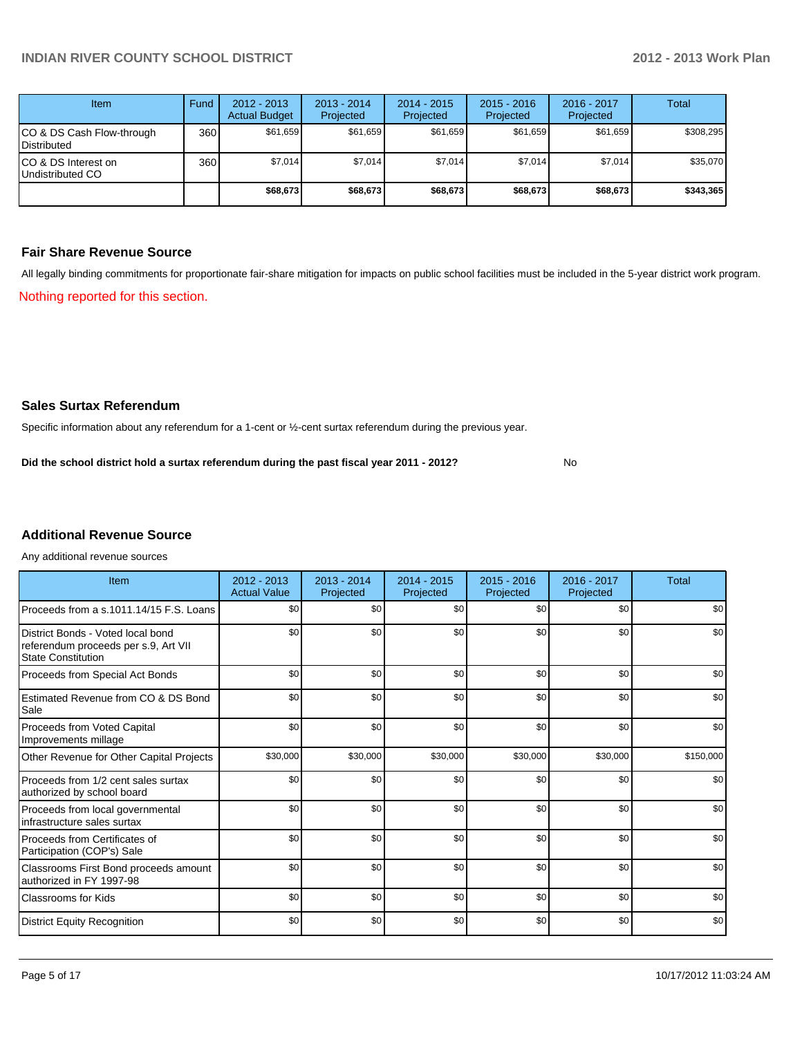| Item | Fund | 2012 - 2013 Actual Budget | 2013 - 2014 Projected | 2014 - 2015 Projected | 2015 - 2016 Projected | 2016 - 2017 Projected | Total |
|---|---|---|---|---|---|---|---|
| CO & DS Cash Flow-through Distributed | 360 | $61,659 | $61,659 | $61,659 | $61,659 | $61,659 | $308,295 |
| CO & DS Interest on Undistributed CO | 360 | $7,014 | $7,014 | $7,014 | $7,014 | $7,014 | $35,070 |
| | | **$68,673** | **$68,673** | **$68,673** | **$68,673** | **$68,673** | **$343,365** |

## Fair Share Revenue Source

All legally binding commitments for proportionate fair-share mitigation for impacts on public school facilities must be included in the 5-year district work program.

Nothing reported for this section.

## Sales Surtax Referendum

Specific information about any referendum for a 1-cent or ½-cent surtax referendum during the previous year.

**Did the school district hold a surtax referendum during the past fiscal year 2011 - 2012?** No

## Additional Revenue Source

Any additional revenue sources

| Item | 2012 - 2013 Actual Value | 2013 - 2014 Projected | 2014 - 2015 Projected | 2015 - 2016 Projected | 2016 - 2017 Projected | Total |
|---|---|---|---|---|---|---|
| Proceeds from a s.1011.14/15 F.S. Loans | $0 | $0 | $0 | $0 | $0 | $0 |
| District Bonds - Voted local bond referendum proceeds per s.9, Art VII State Constitution | $0 | $0 | $0 | $0 | $0 | $0 |
| Proceeds from Special Act Bonds | $0 | $0 | $0 | $0 | $0 | $0 |
| Estimated Revenue from CO & DS Bond Sale | $0 | $0 | $0 | $0 | $0 | $0 |
| Proceeds from Voted Capital Improvements millage | $0 | $0 | $0 | $0 | $0 | $0 |
| Other Revenue for Other Capital Projects | $30,000 | $30,000 | $30,000 | $30,000 | $30,000 | $150,000 |
| Proceeds from 1/2 cent sales surtax authorized by school board | $0 | $0 | $0 | $0 | $0 | $0 |
| Proceeds from local governmental infrastructure sales surtax | $0 | $0 | $0 | $0 | $0 | $0 |
| Proceeds from Certificates of Participation (COP's) Sale | $0 | $0 | $0 | $0 | $0 | $0 |
| Classrooms First Bond proceeds amount authorized in FY 1997-98 | $0 | $0 | $0 | $0 | $0 | $0 |
| Classrooms for Kids | $0 | $0 | $0 | $0 | $0 | $0 |
| District Equity Recognition | $0 | $0 | $0 | $0 | $0 | $0 |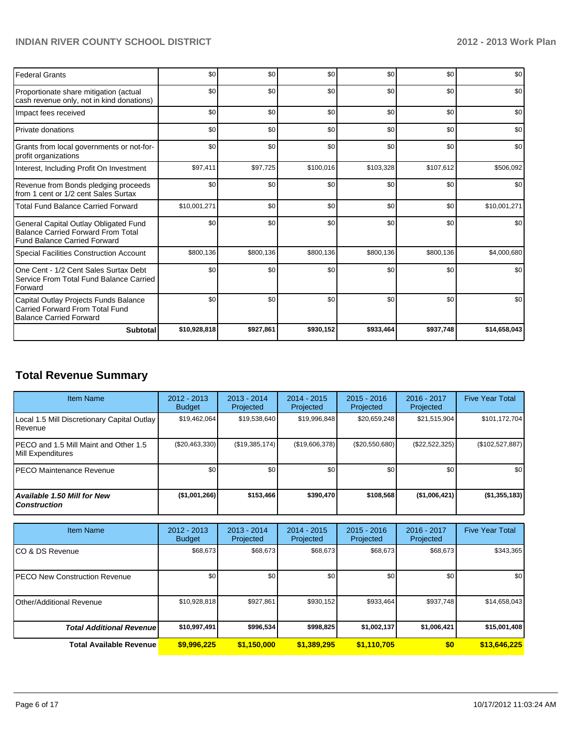| | | | | | | |
|---|---|---|---|---|---|---|
| Federal Grants | $0 | $0 | $0 | $0 | $0 | $0 |
| Proportionate share mitigation (actual cash revenue only, not in kind donations) | $0 | $0 | $0 | $0 | $0 | $0 |
| Impact fees received | $0 | $0 | $0 | $0 | $0 | $0 |
| Private donations | $0 | $0 | $0 | $0 | $0 | $0 |
| Grants from local governments or not-for-profit organizations | $0 | $0 | $0 | $0 | $0 | $0 |
| Interest, Including Profit On Investment | $97,411 | $97,725 | $100,016 | $103,328 | $107,612 | $506,092 |
| Revenue from Bonds pledging proceeds from 1 cent or 1/2 cent Sales Surtax | $0 | $0 | $0 | $0 | $0 | $0 |
| Total Fund Balance Carried Forward | $10,001,271 | $0 | $0 | $0 | $0 | $10,001,271 |
| General Capital Outlay Obligated Fund Balance Carried Forward From Total Fund Balance Carried Forward | $0 | $0 | $0 | $0 | $0 | $0 |
| Special Facilities Construction Account | $800,136 | $800,136 | $800,136 | $800,136 | $800,136 | $4,000,680 |
| One Cent - 1/2 Cent Sales Surtax Debt Service From Total Fund Balance Carried Forward | $0 | $0 | $0 | $0 | $0 | $0 |
| Capital Outlay Projects Funds Balance Carried Forward From Total Fund Balance Carried Forward | $0 | $0 | $0 | $0 | $0 | $0 |
| **Subtotal** | **$10,928,818** | **$927,861** | **$930,152** | **$933,464** | **$937,748** | **$14,658,043** |

## Total Revenue Summary

| Item Name | 2012 - 2013 Budget | 2013 - 2014 Projected | 2014 - 2015 Projected | 2015 - 2016 Projected | 2016 - 2017 Projected | Five Year Total |
|---|---|---|---|---|---|---|
| Local 1.5 Mill Discretionary Capital Outlay Revenue | $19,462,064 | $19,538,640 | $19,996,848 | $20,659,248 | $21,515,904 | $101,172,704 |
| PECO and 1.5 Mill Maint and Other 1.5 Mill Expenditures | ($20,463,330) | ($19,385,174) | ($19,606,378) | ($20,550,680) | ($22,522,325) | ($102,527,887) |
| PECO Maintenance Revenue | $0 | $0 | $0 | $0 | $0 | $0 |
| ***Available 1.50 Mill for New Construction*** | **($1,001,266)** | **$153,466** | **$390,470** | **$108,568** | **($1,006,421)** | **($1,355,183)** |

| Item Name | 2012 - 2013 Budget | 2013 - 2014 Projected | 2014 - 2015 Projected | 2015 - 2016 Projected | 2016 - 2017 Projected | Five Year Total |
|---|---|---|---|---|---|---|
| CO & DS Revenue | $68,673 | $68,673 | $68,673 | $68,673 | $68,673 | $343,365 |
| PECO New Construction Revenue | $0 | $0 | $0 | $0 | $0 | $0 |
| Other/Additional Revenue | $10,928,818 | $927,861 | $930,152 | $933,464 | $937,748 | $14,658,043 |
| ***Total Additional Revenue*** | **$10,997,491** | **$996,534** | **$998,825** | **$1,002,137** | **$1,006,421** | **$15,001,408** |
| **Total Available Revenue** | **$9,996,225** | **$1,150,000** | **$1,389,295** | **$1,110,705** | **$0** | **$13,646,225** |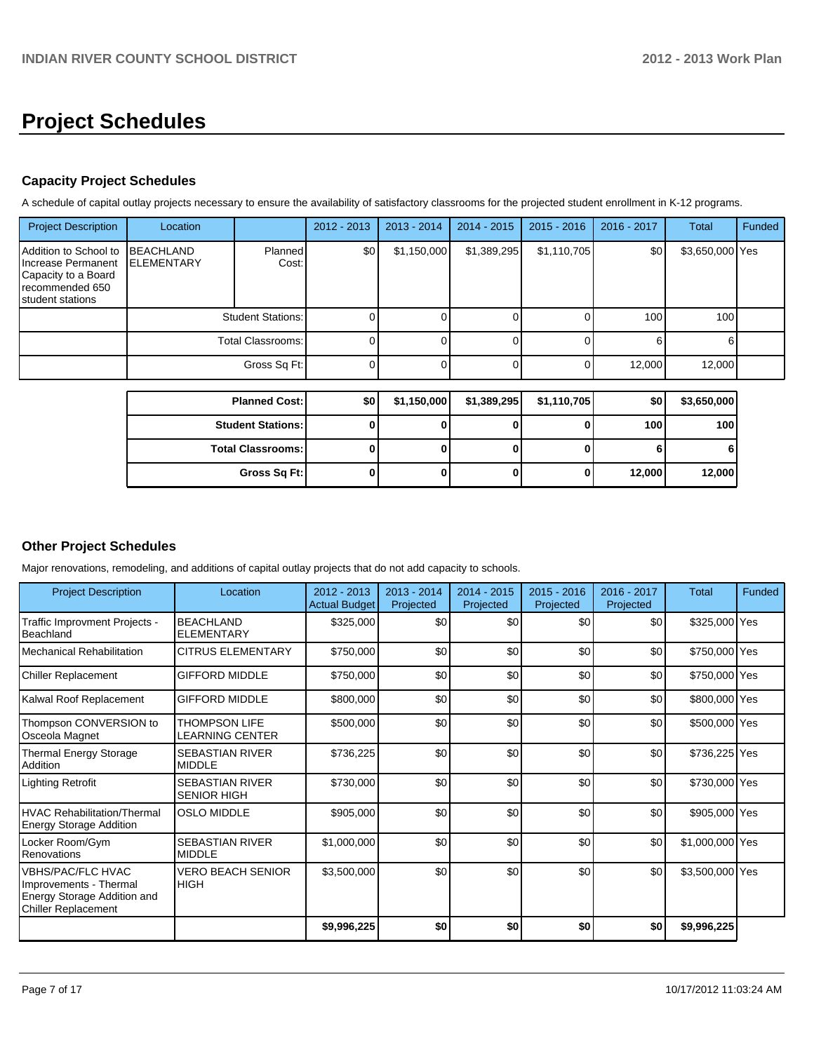# Project Schedules

### Capacity Project Schedules

A schedule of capital outlay projects necessary to ensure the availability of satisfactory classrooms for the projected student enrollment in K-12 programs.

| Project Description | Location | | 2012 - 2013 | 2013 - 2014 | 2014 - 2015 | 2015 - 2016 | 2016 - 2017 | Total | Funded |
|---|---|---|---|---|---|---|---|---|---|
| Addition to School to Increase Permanent Capacity to a Board recommended 650 student stations | BEACHLAND ELEMENTARY | Planned Cost: | $0 | $1,150,000 | $1,389,295 | $1,110,705 | $0 | $3,650,000 | Yes |
| | | Student Stations: | 0 | 0 | 0 | 0 | 100 | 100 | |
| | | Total Classrooms: | 0 | 0 | 0 | 0 | 6 | 6 | |
| | | Gross Sq Ft: | 0 | 0 | 0 | 0 | 12,000 | 12,000 | |

| | 2012 - 2013 | 2013 - 2014 | 2014 - 2015 | 2015 - 2016 | 2016 - 2017 | Total |
|---|---|---|---|---|---|---|
| **Planned Cost:** | **$0** | **$1,150,000** | **$1,389,295** | **$1,110,705** | **$0** | **$3,650,000** |
| **Student Stations:** | **0** | **0** | **0** | **0** | **100** | **100** |
| **Total Classrooms:** | **0** | **0** | **0** | **0** | **6** | **6** |
| **Gross Sq Ft:** | **0** | **0** | **0** | **0** | **12,000** | **12,000** |

### Other Project Schedules

Major renovations, remodeling, and additions of capital outlay projects that do not add capacity to schools.

| Project Description | Location | 2012 - 2013 Actual Budget | 2013 - 2014 Projected | 2014 - 2015 Projected | 2015 - 2016 Projected | 2016 - 2017 Projected | Total | Funded |
|---|---|---|---|---|---|---|---|---|
| Traffic Improvment Projects - Beachland | BEACHLAND ELEMENTARY | $325,000 | $0 | $0 | $0 | $0 | $325,000 | Yes |
| Mechanical Rehabilitation | CITRUS ELEMENTARY | $750,000 | $0 | $0 | $0 | $0 | $750,000 | Yes |
| Chiller Replacement | GIFFORD MIDDLE | $750,000 | $0 | $0 | $0 | $0 | $750,000 | Yes |
| Kalwal Roof Replacement | GIFFORD MIDDLE | $800,000 | $0 | $0 | $0 | $0 | $800,000 | Yes |
| Thompson CONVERSION to Osceola Magnet | THOMPSON LIFE LEARNING CENTER | $500,000 | $0 | $0 | $0 | $0 | $500,000 | Yes |
| Thermal Energy Storage Addition | SEBASTIAN RIVER MIDDLE | $736,225 | $0 | $0 | $0 | $0 | $736,225 | Yes |
| Lighting Retrofit | SEBASTIAN RIVER SENIOR HIGH | $730,000 | $0 | $0 | $0 | $0 | $730,000 | Yes |
| HVAC Rehabilitation/Thermal Energy Storage Addition | OSLO MIDDLE | $905,000 | $0 | $0 | $0 | $0 | $905,000 | Yes |
| Locker Room/Gym Renovations | SEBASTIAN RIVER MIDDLE | $1,000,000 | $0 | $0 | $0 | $0 | $1,000,000 | Yes |
| VBHS/PAC/FLC HVAC Improvements - Thermal Energy Storage Addition and Chiller Replacement | VERO BEACH SENIOR HIGH | $3,500,000 | $0 | $0 | $0 | $0 | $3,500,000 | Yes |
| | | **$9,996,225** | **$0** | **$0** | **$0** | **$0** | **$9,996,225** | |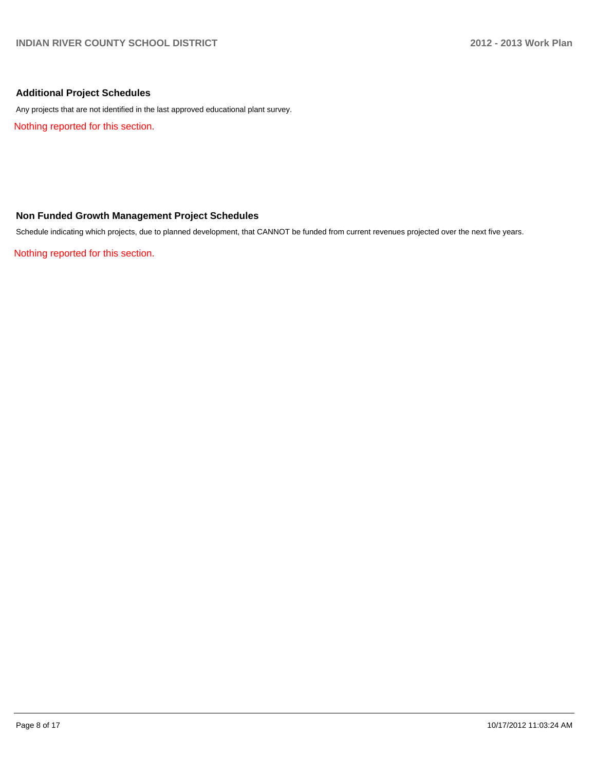## Additional Project Schedules

Any projects that are not identified in the last approved educational plant survey.

Nothing reported for this section.

## Non Funded Growth Management Project Schedules

Schedule indicating which projects, due to planned development, that CANNOT be funded from current revenues projected over the next five years.

Nothing reported for this section.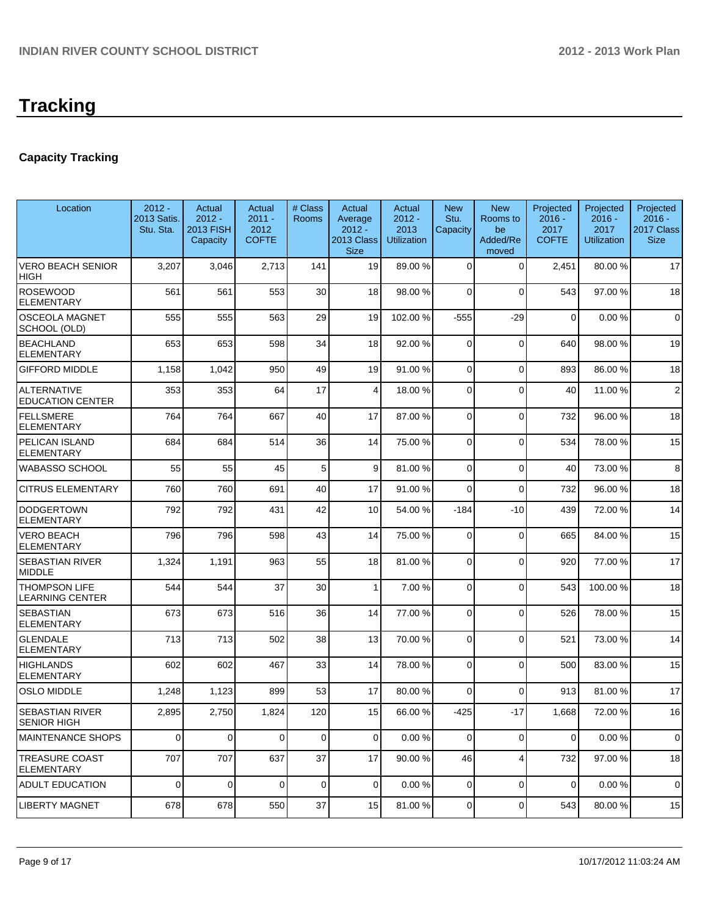# Tracking

## Capacity Tracking

| Location | 2012 - 2013 Satis. Stu. Sta. | Actual 2012 - 2013 FISH Capacity | Actual 2011 - 2012 COFTE | # Class Rooms | Actual Average 2012 - 2013 Class Size | Actual 2012 - 2013 Utilization | New Stu. Capacity | New Rooms to be Added/Removed | Projected 2016 - 2017 COFTE | Projected 2016 - 2017 Utilization | Projected 2016 - 2017 Class Size |
|---|---|---|---|---|---|---|---|---|---|---|---|
| VERO BEACH SENIOR HIGH | 3,207 | 3,046 | 2,713 | 141 | 19 | 89.00 % | 0 | 0 | 2,451 | 80.00 % | 17 |
| ROSEWOOD ELEMENTARY | 561 | 561 | 553 | 30 | 18 | 98.00 % | 0 | 0 | 543 | 97.00 % | 18 |
| OSCEOLA MAGNET SCHOOL (OLD) | 555 | 555 | 563 | 29 | 19 | 102.00 % | -555 | -29 | 0 | 0.00 % | 0 |
| BEACHLAND ELEMENTARY | 653 | 653 | 598 | 34 | 18 | 92.00 % | 0 | 0 | 640 | 98.00 % | 19 |
| GIFFORD MIDDLE | 1,158 | 1,042 | 950 | 49 | 19 | 91.00 % | 0 | 0 | 893 | 86.00 % | 18 |
| ALTERNATIVE EDUCATION CENTER | 353 | 353 | 64 | 17 | 4 | 18.00 % | 0 | 0 | 40 | 11.00 % | 2 |
| FELLSMERE ELEMENTARY | 764 | 764 | 667 | 40 | 17 | 87.00 % | 0 | 0 | 732 | 96.00 % | 18 |
| PELICAN ISLAND ELEMENTARY | 684 | 684 | 514 | 36 | 14 | 75.00 % | 0 | 0 | 534 | 78.00 % | 15 |
| WABASSO SCHOOL | 55 | 55 | 45 | 5 | 9 | 81.00 % | 0 | 0 | 40 | 73.00 % | 8 |
| CITRUS ELEMENTARY | 760 | 760 | 691 | 40 | 17 | 91.00 % | 0 | 0 | 732 | 96.00 % | 18 |
| DODGERTOWN ELEMENTARY | 792 | 792 | 431 | 42 | 10 | 54.00 % | -184 | -10 | 439 | 72.00 % | 14 |
| VERO BEACH ELEMENTARY | 796 | 796 | 598 | 43 | 14 | 75.00 % | 0 | 0 | 665 | 84.00 % | 15 |
| SEBASTIAN RIVER MIDDLE | 1,324 | 1,191 | 963 | 55 | 18 | 81.00 % | 0 | 0 | 920 | 77.00 % | 17 |
| THOMPSON LIFE LEARNING CENTER | 544 | 544 | 37 | 30 | 1 | 7.00 % | 0 | 0 | 543 | 100.00 % | 18 |
| SEBASTIAN ELEMENTARY | 673 | 673 | 516 | 36 | 14 | 77.00 % | 0 | 0 | 526 | 78.00 % | 15 |
| GLENDALE ELEMENTARY | 713 | 713 | 502 | 38 | 13 | 70.00 % | 0 | 0 | 521 | 73.00 % | 14 |
| HIGHLANDS ELEMENTARY | 602 | 602 | 467 | 33 | 14 | 78.00 % | 0 | 0 | 500 | 83.00 % | 15 |
| OSLO MIDDLE | 1,248 | 1,123 | 899 | 53 | 17 | 80.00 % | 0 | 0 | 913 | 81.00 % | 17 |
| SEBASTIAN RIVER SENIOR HIGH | 2,895 | 2,750 | 1,824 | 120 | 15 | 66.00 % | -425 | -17 | 1,668 | 72.00 % | 16 |
| MAINTENANCE SHOPS | 0 | 0 | 0 | 0 | 0 | 0.00 % | 0 | 0 | 0 | 0.00 % | 0 |
| TREASURE COAST ELEMENTARY | 707 | 707 | 637 | 37 | 17 | 90.00 % | 46 | 4 | 732 | 97.00 % | 18 |
| ADULT EDUCATION | 0 | 0 | 0 | 0 | 0 | 0.00 % | 0 | 0 | 0 | 0.00 % | 0 |
| LIBERTY MAGNET | 678 | 678 | 550 | 37 | 15 | 81.00 % | 0 | 0 | 543 | 80.00 % | 15 |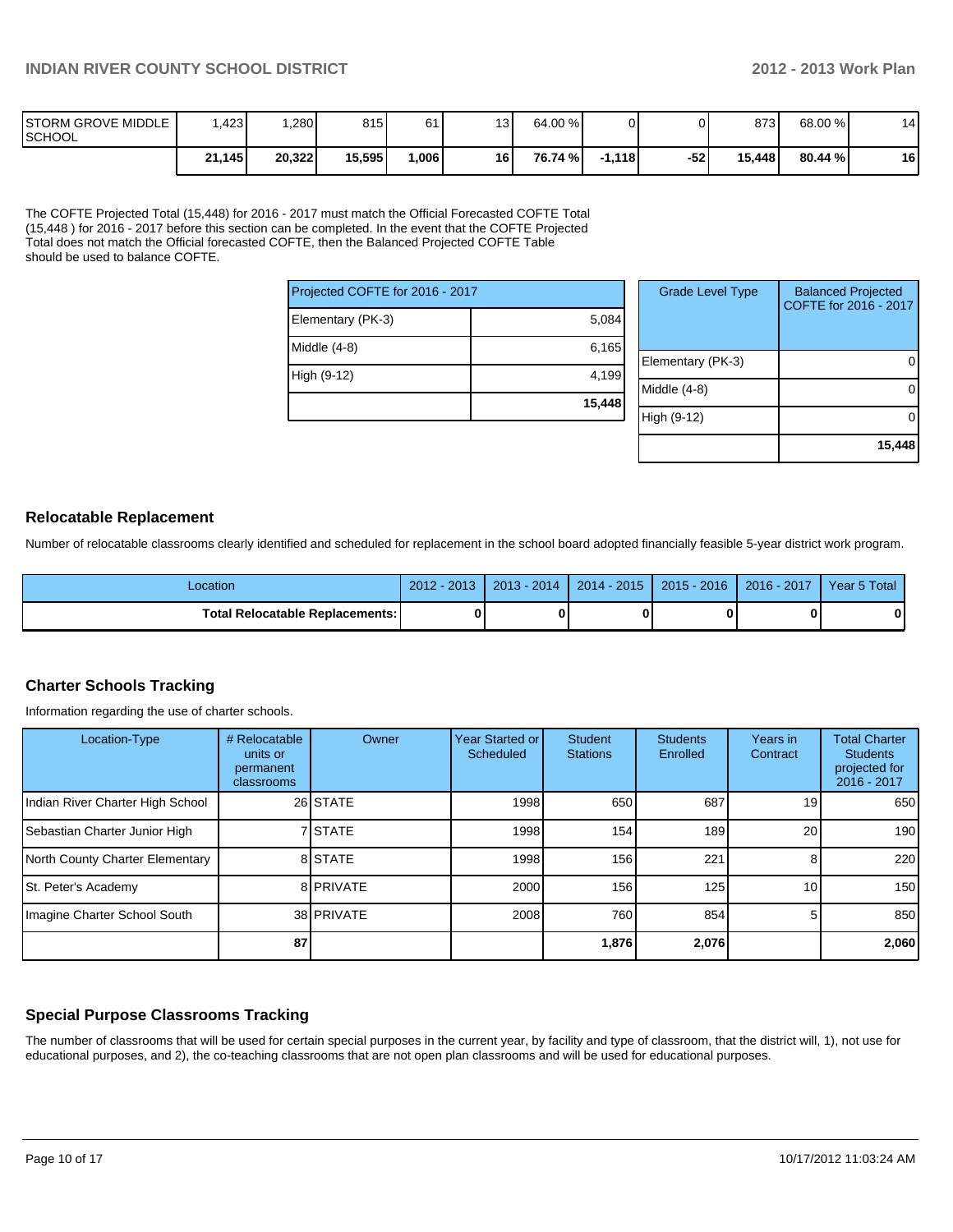| | | | | | | | | | | | |
|---|---|---|---|---|---|---|---|---|---|---|---|
| STORM GROVE MIDDLE SCHOOL | 1,423 | 1,280 | 815 | 61 | 13 | 64.00 % | 0 | 0 | 873 | 68.00 % | 14 |
| | **21,145** | **20,322** | **15,595** | **1,006** | **16** | **76.74 %** | **-1,118** | **-52** | **15,448** | **80.44 %** | **16** |

The COFTE Projected Total (15,448) for 2016 - 2017 must match the Official Forecasted COFTE Total (15,448 ) for 2016 - 2017 before this section can be completed. In the event that the COFTE Projected Total does not match the Official forecasted COFTE, then the Balanced Projected COFTE Table should be used to balance COFTE.

| Projected COFTE for 2016 - 2017 | |
|---|---|
| Elementary (PK-3) | 5,084 |
| Middle (4-8) | 6,165 |
| High (9-12) | 4,199 |
| | **15,448** |

| Grade Level Type | Balanced Projected COFTE for 2016 - 2017 |
|---|---|
| Elementary (PK-3) | 0 |
| Middle (4-8) | 0 |
| High (9-12) | 0 |
| | **15,448** |

## Relocatable Replacement

Number of relocatable classrooms clearly identified and scheduled for replacement in the school board adopted financially feasible 5-year district work program.

| Location | 2012 - 2013 | 2013 - 2014 | 2014 - 2015 | 2015 - 2016 | 2016 - 2017 | Year 5 Total |
|---|---|---|---|---|---|---|
| **Total Relocatable Replacements:** | **0** | **0** | **0** | **0** | **0** | **0** |

## Charter Schools Tracking

Information regarding the use of charter schools.

| Location-Type | # Relocatable units or permanent classrooms | Owner | Year Started or Scheduled | Student Stations | Students Enrolled | Years in Contract | Total Charter Students projected for 2016 - 2017 |
|---|---|---|---|---|---|---|---|
| Indian River Charter High School | 26 | STATE | 1998 | 650 | 687 | 19 | 650 |
| Sebastian Charter Junior High | 7 | STATE | 1998 | 154 | 189 | 20 | 190 |
| North County Charter Elementary | 8 | STATE | 1998 | 156 | 221 | 8 | 220 |
| St. Peter's Academy | 8 | PRIVATE | 2000 | 156 | 125 | 10 | 150 |
| Imagine Charter School South | 38 | PRIVATE | 2008 | 760 | 854 | 5 | 850 |
| | **87** | | | **1,876** | **2,076** | | **2,060** |

## Special Purpose Classrooms Tracking

The number of classrooms that will be used for certain special purposes in the current year, by facility and type of classroom, that the district will, 1), not use for educational purposes, and 2), the co-teaching classrooms that are not open plan classrooms and will be used for educational purposes.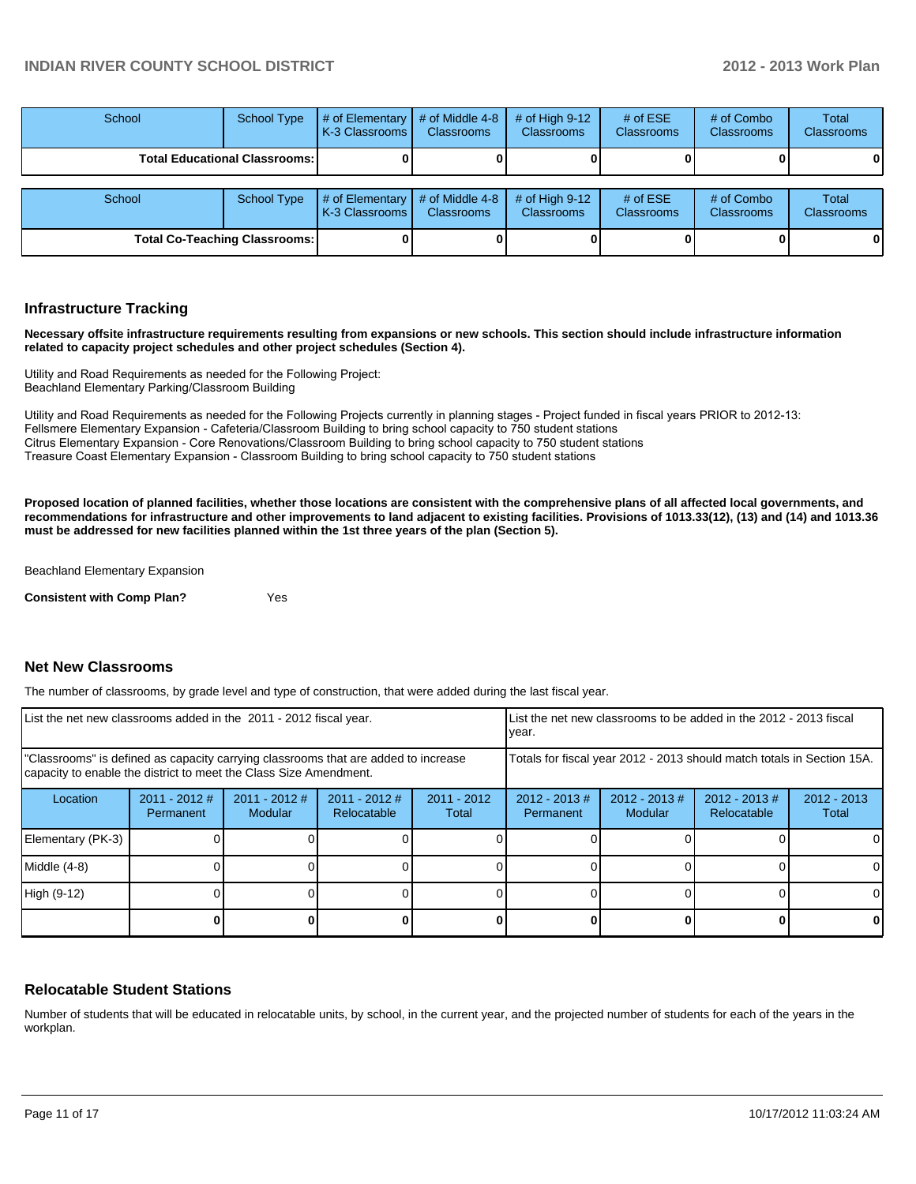| School | School Type | # of Elementary K-3 Classrooms | # of Middle 4-8 Classrooms | # of High 9-12 Classrooms | # of ESE Classrooms | # of Combo Classrooms | Total Classrooms |
|---|---|---|---|---|---|---|---|
| **Total Educational Classrooms:** | | **0** | **0** | **0** | **0** | **0** | **0** |

| School | School Type | # of Elementary K-3 Classrooms | # of Middle 4-8 Classrooms | # of High 9-12 Classrooms | # of ESE Classrooms | # of Combo Classrooms | Total Classrooms |
|---|---|---|---|---|---|---|---|
| **Total Co-Teaching Classrooms:** | | **0** | **0** | **0** | **0** | **0** | **0** |

## Infrastructure Tracking

**Necessary offsite infrastructure requirements resulting from expansions or new schools. This section should include infrastructure information related to capacity project schedules and other project schedules (Section 4).**

Utility and Road Requirements as needed for the Following Project:
Beachland Elementary Parking/Classroom Building

Utility and Road Requirements as needed for the Following Projects currently in planning stages - Project funded in fiscal years PRIOR to 2012-13:
Fellsmere Elementary Expansion - Cafeteria/Classroom Building to bring school capacity to 750 student stations
Citrus Elementary Expansion - Core Renovations/Classroom Building to bring school capacity to 750 student stations
Treasure Coast Elementary Expansion - Classroom Building to bring school capacity to 750 student stations

**Proposed location of planned facilities, whether those locations are consistent with the comprehensive plans of all affected local governments, and recommendations for infrastructure and other improvements to land adjacent to existing facilities. Provisions of 1013.33(12), (13) and (14) and 1013.36 must be addressed for new facilities planned within the 1st three years of the plan (Section 5).**

Beachland Elementary Expansion

**Consistent with Comp Plan?** Yes

## Net New Classrooms

The number of classrooms, by grade level and type of construction, that were added during the last fiscal year.

| List the net new classrooms added in the 2011 - 2012 fiscal year. | | | | | List the net new classrooms to be added in the 2012 - 2013 fiscal year. | | | |
|---|---|---|---|---|---|---|---|---|
| "Classrooms" is defined as capacity carrying classrooms that are added to increase capacity to enable the district to meet the Class Size Amendment. | | | | | Totals for fiscal year 2012 - 2013 should match totals in Section 15A. | | | |
| Location | 2011 - 2012 # Permanent | 2011 - 2012 # Modular | 2011 - 2012 # Relocatable | 2011 - 2012 Total | 2012 - 2013 # Permanent | 2012 - 2013 # Modular | 2012 - 2013 # Relocatable | 2012 - 2013 Total |
| Elementary (PK-3) | 0 | 0 | 0 | 0 | 0 | 0 | 0 | 0 |
| Middle (4-8) | 0 | 0 | 0 | 0 | 0 | 0 | 0 | 0 |
| High (9-12) | 0 | 0 | 0 | 0 | 0 | 0 | 0 | 0 |
| | **0** | **0** | **0** | **0** | **0** | **0** | **0** | **0** |

## Relocatable Student Stations

Number of students that will be educated in relocatable units, by school, in the current year, and the projected number of students for each of the years in the workplan.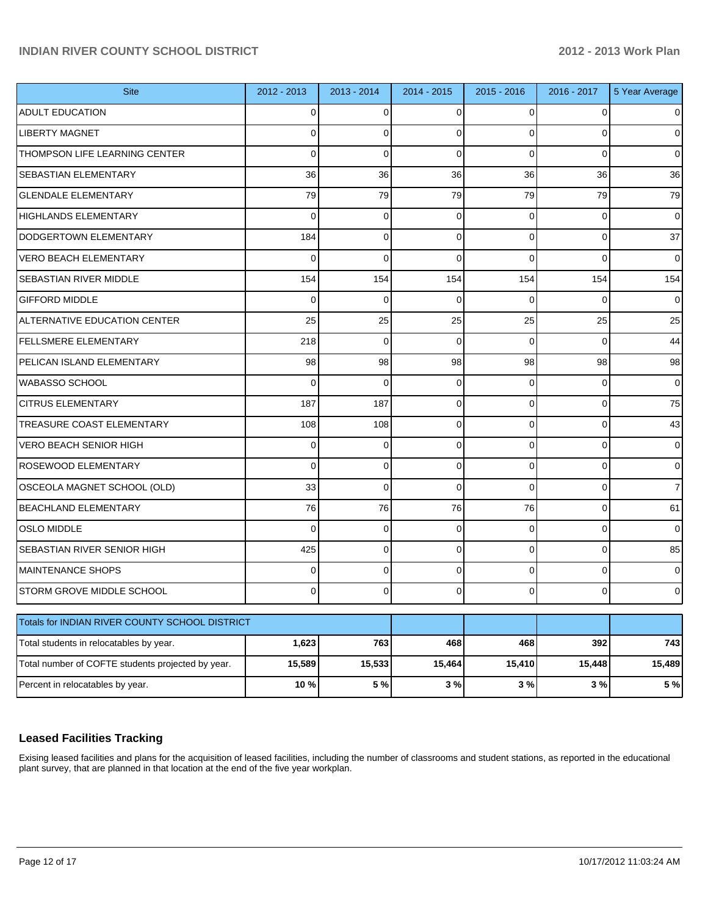| Site | 2012 - 2013 | 2013 - 2014 | 2014 - 2015 | 2015 - 2016 | 2016 - 2017 | 5 Year Average |
| --- | --- | --- | --- | --- | --- | --- |
| ADULT EDUCATION | 0 | 0 | 0 | 0 | 0 | 0 |
| LIBERTY MAGNET | 0 | 0 | 0 | 0 | 0 | 0 |
| THOMPSON LIFE LEARNING CENTER | 0 | 0 | 0 | 0 | 0 | 0 |
| SEBASTIAN ELEMENTARY | 36 | 36 | 36 | 36 | 36 | 36 |
| GLENDALE ELEMENTARY | 79 | 79 | 79 | 79 | 79 | 79 |
| HIGHLANDS ELEMENTARY | 0 | 0 | 0 | 0 | 0 | 0 |
| DODGERTOWN ELEMENTARY | 184 | 0 | 0 | 0 | 0 | 37 |
| VERO BEACH ELEMENTARY | 0 | 0 | 0 | 0 | 0 | 0 |
| SEBASTIAN RIVER MIDDLE | 154 | 154 | 154 | 154 | 154 | 154 |
| GIFFORD MIDDLE | 0 | 0 | 0 | 0 | 0 | 0 |
| ALTERNATIVE EDUCATION CENTER | 25 | 25 | 25 | 25 | 25 | 25 |
| FELLSMERE ELEMENTARY | 218 | 0 | 0 | 0 | 0 | 44 |
| PELICAN ISLAND ELEMENTARY | 98 | 98 | 98 | 98 | 98 | 98 |
| WABASSO SCHOOL | 0 | 0 | 0 | 0 | 0 | 0 |
| CITRUS ELEMENTARY | 187 | 187 | 0 | 0 | 0 | 75 |
| TREASURE COAST ELEMENTARY | 108 | 108 | 0 | 0 | 0 | 43 |
| VERO BEACH SENIOR HIGH | 0 | 0 | 0 | 0 | 0 | 0 |
| ROSEWOOD ELEMENTARY | 0 | 0 | 0 | 0 | 0 | 0 |
| OSCEOLA MAGNET SCHOOL (OLD) | 33 | 0 | 0 | 0 | 0 | 7 |
| BEACHLAND ELEMENTARY | 76 | 76 | 76 | 76 | 0 | 61 |
| OSLO MIDDLE | 0 | 0 | 0 | 0 | 0 | 0 |
| SEBASTIAN RIVER SENIOR HIGH | 425 | 0 | 0 | 0 | 0 | 85 |
| MAINTENANCE SHOPS | 0 | 0 | 0 | 0 | 0 | 0 |
| STORM GROVE MIDDLE SCHOOL | 0 | 0 | 0 | 0 | 0 | 0 |
| Totals for INDIAN RIVER COUNTY SCHOOL DISTRICT | | | | | | |
| Total students in relocatables by year. | **1,623** | **763** | **468** | **468** | **392** | **743** |
| Total number of COFTE students projected by year. | **15,589** | **15,533** | **15,464** | **15,410** | **15,448** | **15,489** |
| Percent in relocatables by year. | **10 %** | **5 %** | **3 %** | **3 %** | **3 %** | **5 %** |

## Leased Facilities Tracking

Exising leased facilities and plans for the acquisition of leased facilities, including the number of classrooms and student stations, as reported in the educational plant survey, that are planned in that location at the end of the five year workplan.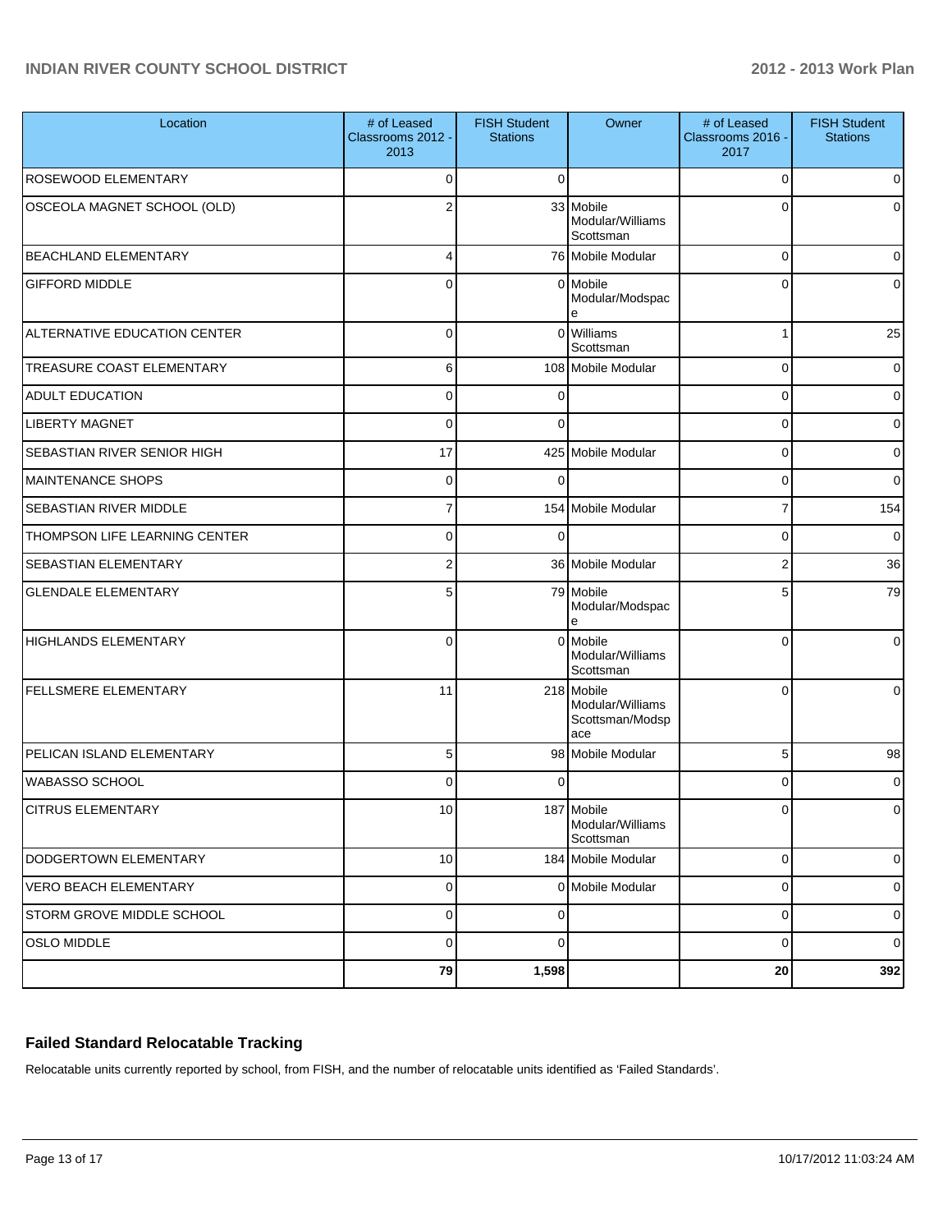| Location | # of Leased Classrooms 2012 - 2013 | FISH Student Stations | Owner | # of Leased Classrooms 2016 - 2017 | FISH Student Stations |
|---|---|---|---|---|---|
| ROSEWOOD ELEMENTARY | 0 | 0 | | 0 | 0 |
| OSCEOLA MAGNET SCHOOL (OLD) | 2 | 33 | Mobile Modular/Williams Scottsman | 0 | 0 |
| BEACHLAND ELEMENTARY | 4 | 76 | Mobile Modular | 0 | 0 |
| GIFFORD MIDDLE | 0 | 0 | Mobile Modular/Modspace | 0 | 0 |
| ALTERNATIVE EDUCATION CENTER | 0 | 0 | Williams Scottsman | 1 | 25 |
| TREASURE COAST ELEMENTARY | 6 | 108 | Mobile Modular | 0 | 0 |
| ADULT EDUCATION | 0 | 0 | | 0 | 0 |
| LIBERTY MAGNET | 0 | 0 | | 0 | 0 |
| SEBASTIAN RIVER SENIOR HIGH | 17 | 425 | Mobile Modular | 0 | 0 |
| MAINTENANCE SHOPS | 0 | 0 | | 0 | 0 |
| SEBASTIAN RIVER MIDDLE | 7 | 154 | Mobile Modular | 7 | 154 |
| THOMPSON LIFE LEARNING CENTER | 0 | 0 | | 0 | 0 |
| SEBASTIAN ELEMENTARY | 2 | 36 | Mobile Modular | 2 | 36 |
| GLENDALE ELEMENTARY | 5 | 79 | Mobile Modular/Modspace | 5 | 79 |
| HIGHLANDS ELEMENTARY | 0 | 0 | Mobile Modular/Williams Scottsman | 0 | 0 |
| FELLSMERE ELEMENTARY | 11 | 218 | Mobile Modular/Williams Scottsman/Modspace | 0 | 0 |
| PELICAN ISLAND ELEMENTARY | 5 | 98 | Mobile Modular | 5 | 98 |
| WABASSO SCHOOL | 0 | 0 | | 0 | 0 |
| CITRUS ELEMENTARY | 10 | 187 | Mobile Modular/Williams Scottsman | 0 | 0 |
| DODGERTOWN ELEMENTARY | 10 | 184 | Mobile Modular | 0 | 0 |
| VERO BEACH ELEMENTARY | 0 | 0 | Mobile Modular | 0 | 0 |
| STORM GROVE MIDDLE SCHOOL | 0 | 0 | | 0 | 0 |
| OSLO MIDDLE | 0 | 0 | | 0 | 0 |
| | **79** | **1,598** | | **20** | **392** |

## Failed Standard Relocatable Tracking

Relocatable units currently reported by school, from FISH, and the number of relocatable units identified as 'Failed Standards'.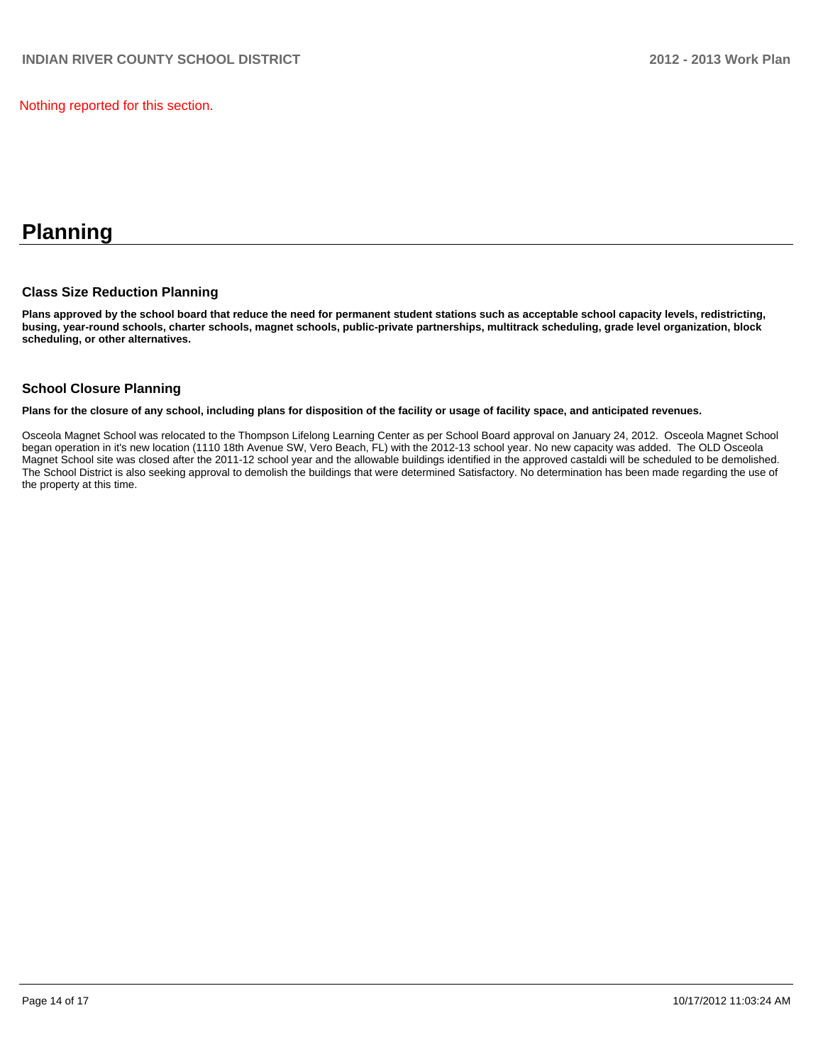Nothing reported for this section.

# Planning

## Class Size Reduction Planning

**Plans approved by the school board that reduce the need for permanent student stations such as acceptable school capacity levels, redistricting, busing, year-round schools, charter schools, magnet schools, public-private partnerships, multitrack scheduling, grade level organization, block scheduling, or other alternatives.**

## School Closure Planning

**Plans for the closure of any school, including plans for disposition of the facility or usage of facility space, and anticipated revenues.**

Osceola Magnet School was relocated to the Thompson Lifelong Learning Center as per School Board approval on January 24, 2012. Osceola Magnet School began operation in it's new location (1110 18th Avenue SW, Vero Beach, FL) with the 2012-13 school year. No new capacity was added. The OLD Osceola Magnet School site was closed after the 2011-12 school year and the allowable buildings identified in the approved castaldi will be scheduled to be demolished. The School District is also seeking approval to demolish the buildings that were determined Satisfactory. No determination has been made regarding the use of the property at this time.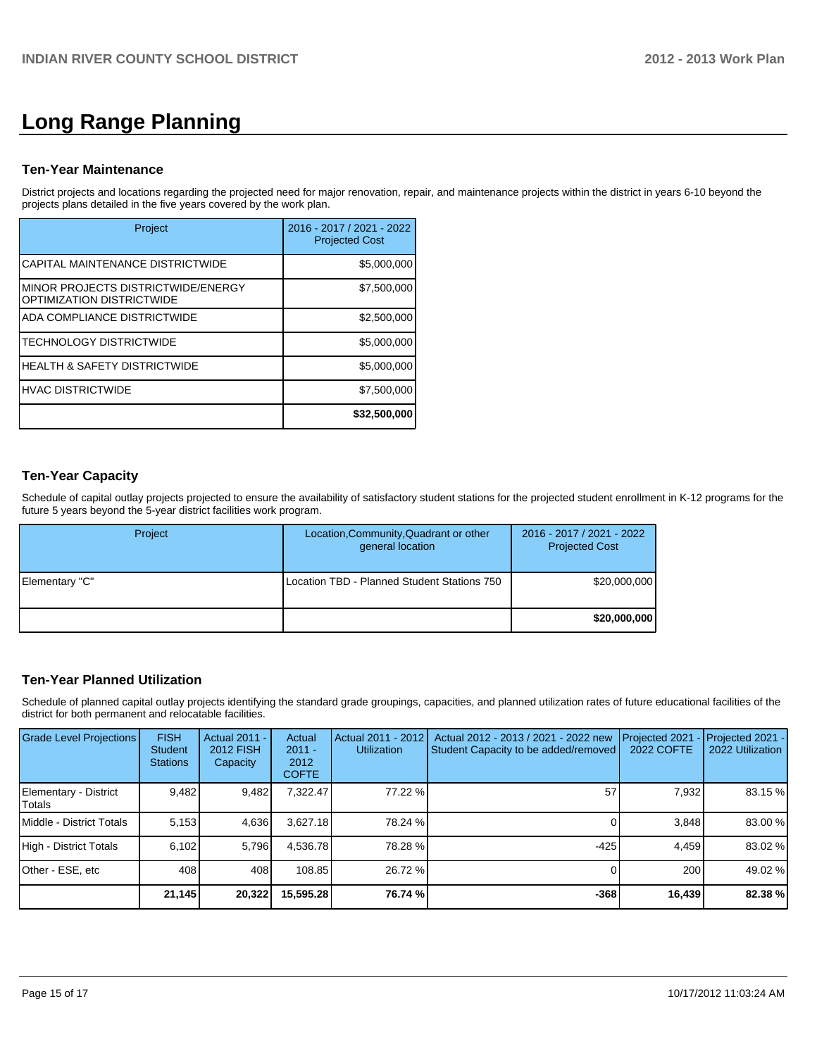# Long Range Planning

### Ten-Year Maintenance

District projects and locations regarding the projected need for major renovation, repair, and maintenance projects within the district in years 6-10 beyond the projects plans detailed in the five years covered by the work plan.

| Project | 2016 - 2017 / 2021 - 2022 Projected Cost |
|---|---|
| CAPITAL MAINTENANCE DISTRICTWIDE | $5,000,000 |
| MINOR PROJECTS DISTRICTWIDE/ENERGY OPTIMIZATION DISTRICTWIDE | $7,500,000 |
| ADA COMPLIANCE DISTRICTWIDE | $2,500,000 |
| TECHNOLOGY DISTRICTWIDE | $5,000,000 |
| HEALTH & SAFETY DISTRICTWIDE | $5,000,000 |
| HVAC DISTRICTWIDE | $7,500,000 |
| | **$32,500,000** |

### Ten-Year Capacity

Schedule of capital outlay projects projected to ensure the availability of satisfactory student stations for the projected student enrollment in K-12 programs for the future 5 years beyond the 5-year district facilities work program.

| Project | Location,Community,Quadrant or other general location | 2016 - 2017 / 2021 - 2022 Projected Cost |
|---|---|---|
| Elementary "C" | Location TBD - Planned Student Stations 750 | $20,000,000 |
| | | **$20,000,000** |

### Ten-Year Planned Utilization

Schedule of planned capital outlay projects identifying the standard grade groupings, capacities, and planned utilization rates of future educational facilities of the district for both permanent and relocatable facilities.

| Grade Level Projections | FISH Student Stations | Actual 2011 - 2012 FISH Capacity | Actual 2011 - 2012 COFTE | Actual 2011 - 2012 Utilization | Actual 2012 - 2013 / 2021 - 2022 new Student Capacity to be added/removed | Projected 2021 - 2022 COFTE | Projected 2021 - 2022 Utilization |
|---|---|---|---|---|---|---|---|
| Elementary - District Totals | 9,482 | 9,482 | 7,322.47 | 77.22 % | 57 | 7,932 | 83.15 % |
| Middle - District Totals | 5,153 | 4,636 | 3,627.18 | 78.24 % | 0 | 3,848 | 83.00 % |
| High - District Totals | 6,102 | 5,796 | 4,536.78 | 78.28 % | -425 | 4,459 | 83.02 % |
| Other - ESE, etc | 408 | 408 | 108.85 | 26.72 % | 0 | 200 | 49.02 % |
| | **21,145** | **20,322** | **15,595.28** | **76.74 %** | **-368** | **16,439** | **82.38 %** |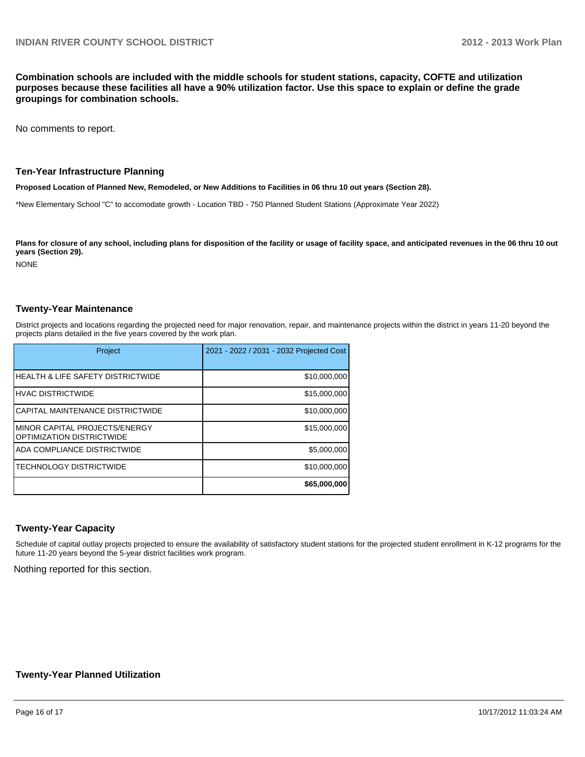**Combination schools are included with the middle schools for student stations, capacity, COFTE and utilization purposes because these facilities all have a 90% utilization factor. Use this space to explain or define the grade groupings for combination schools.**

No comments to report.

## Ten-Year Infrastructure Planning

**Proposed Location of Planned New, Remodeled, or New Additions to Facilities in 06 thru 10 out years (Section 28).**

*New Elementary School "C" to accomodate growth - Location TBD - 750 Planned Student Stations (Approximate Year 2022)

**Plans for closure of any school, including plans for disposition of the facility or usage of facility space, and anticipated revenues in the 06 thru 10 out years (Section 29).**

NONE

## Twenty-Year Maintenance

District projects and locations regarding the projected need for major renovation, repair, and maintenance projects within the district in years 11-20 beyond the projects plans detailed in the five years covered by the work plan.

| Project | 2021 - 2022 / 2031 - 2032 Projected Cost |
|---|---|
| HEALTH & LIFE SAFETY DISTRICTWIDE | $10,000,000 |
| HVAC DISTRICTWIDE | $15,000,000 |
| CAPITAL MAINTENANCE DISTRICTWIDE | $10,000,000 |
| MINOR CAPITAL PROJECTS/ENERGY OPTIMIZATION DISTRICTWIDE | $15,000,000 |
| ADA COMPLIANCE DISTRICTWIDE | $5,000,000 |
| TECHNOLOGY DISTRICTWIDE | $10,000,000 |
| | **$65,000,000** |

## Twenty-Year Capacity

Schedule of capital outlay projects projected to ensure the availability of satisfactory student stations for the projected student enrollment in K-12 programs for the future 11-20 years beyond the 5-year district facilities work program.

Nothing reported for this section.

## Twenty-Year Planned Utilization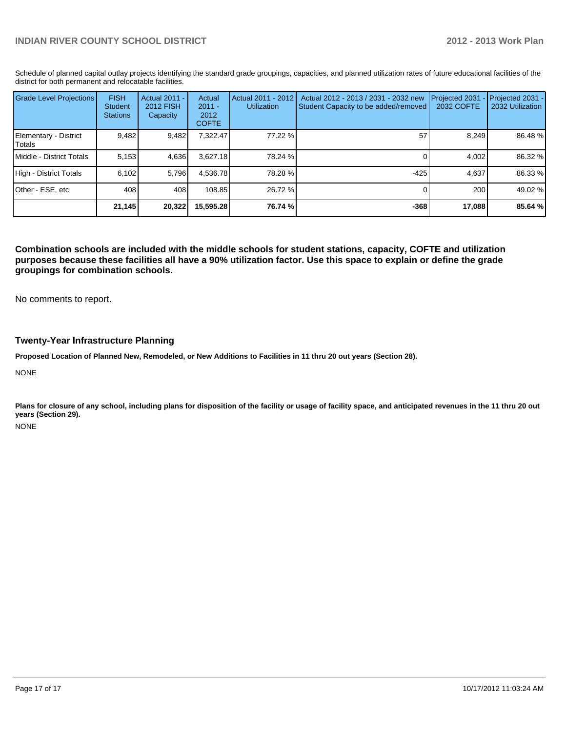Schedule of planned capital outlay projects identifying the standard grade groupings, capacities, and planned utilization rates of future educational facilities of the district for both permanent and relocatable facilities.

| Grade Level Projections | FISH Student Stations | Actual 2011 - 2012 FISH Capacity | Actual 2011 - 2012 COFTE | Actual 2011 - 2012 Utilization | Actual 2012 - 2013 / 2031 - 2032 new Student Capacity to be added/removed | Projected 2031 - 2032 COFTE | Projected 2031 - 2032 Utilization |
|---|---|---|---|---|---|---|---|
| Elementary - District Totals | 9,482 | 9,482 | 7,322.47 | 77.22 % | 57 | 8,249 | 86.48 % |
| Middle - District Totals | 5,153 | 4,636 | 3,627.18 | 78.24 % | 0 | 4,002 | 86.32 % |
| High - District Totals | 6,102 | 5,796 | 4,536.78 | 78.28 % | -425 | 4,637 | 86.33 % |
| Other - ESE, etc | 408 | 408 | 108.85 | 26.72 % | 0 | 200 | 49.02 % |
| | **21,145** | **20,322** | **15,595.28** | **76.74 %** | **-368** | **17,088** | **85.64 %** |

**Combination schools are included with the middle schools for student stations, capacity, COFTE and utilization purposes because these facilities all have a 90% utilization factor. Use this space to explain or define the grade groupings for combination schools.**

No comments to report.

### Twenty-Year Infrastructure Planning

**Proposed Location of Planned New, Remodeled, or New Additions to Facilities in 11 thru 20 out years (Section 28).**

NONE

**Plans for closure of any school, including plans for disposition of the facility or usage of facility space, and anticipated revenues in the 11 thru 20 out years (Section 29).**

NONE